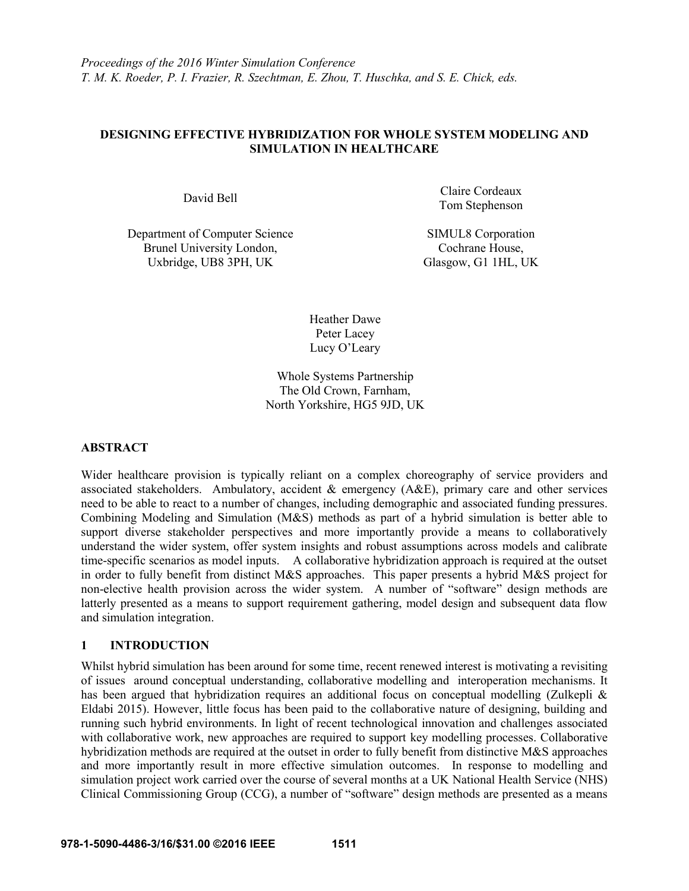*Proceedings of the 2016 Winter Simulation Conference*
*T. M. K. Roeder, P. I. Frazier, R. Szechtman, E. Zhou, T. Huschka, and S. E. Chick, eds.*

# DESIGNING EFFECTIVE HYBRIDIZATION FOR WHOLE SYSTEM MODELING AND SIMULATION IN HEALTHCARE

David Bell

Department of Computer Science
Brunel University London,
Uxbridge, UB8 3PH, UK

Claire Cordeaux
Tom Stephenson

SIMUL8 Corporation
Cochrane House,
Glasgow, G1 1HL, UK

Heather Dawe
Peter Lacey
Lucy O'Leary

Whole Systems Partnership
The Old Crown, Farnham,
North Yorkshire, HG5 9JD, UK

## ABSTRACT

Wider healthcare provision is typically reliant on a complex choreography of service providers and associated stakeholders. Ambulatory, accident & emergency (A&E), primary care and other services need to be able to react to a number of changes, including demographic and associated funding pressures. Combining Modeling and Simulation (M&S) methods as part of a hybrid simulation is better able to support diverse stakeholder perspectives and more importantly provide a means to collaboratively understand the wider system, offer system insights and robust assumptions across models and calibrate time-specific scenarios as model inputs. A collaborative hybridization approach is required at the outset in order to fully benefit from distinct M&S approaches. This paper presents a hybrid M&S project for non-elective health provision across the wider system. A number of "software" design methods are latterly presented as a means to support requirement gathering, model design and subsequent data flow and simulation integration.

## 1 INTRODUCTION

Whilst hybrid simulation has been around for some time, recent renewed interest is motivating a revisiting of issues around conceptual understanding, collaborative modelling and interoperation mechanisms. It has been argued that hybridization requires an additional focus on conceptual modelling (Zulkepli & Eldabi 2015). However, little focus has been paid to the collaborative nature of designing, building and running such hybrid environments. In light of recent technological innovation and challenges associated with collaborative work, new approaches are required to support key modelling processes. Collaborative hybridization methods are required at the outset in order to fully benefit from distinctive M&S approaches and more importantly result in more effective simulation outcomes. In response to modelling and simulation project work carried over the course of several months at a UK National Health Service (NHS) Clinical Commissioning Group (CCG), a number of "software" design methods are presented as a means

978-1-5090-4486-3/16/$31.00 ©2016 IEEE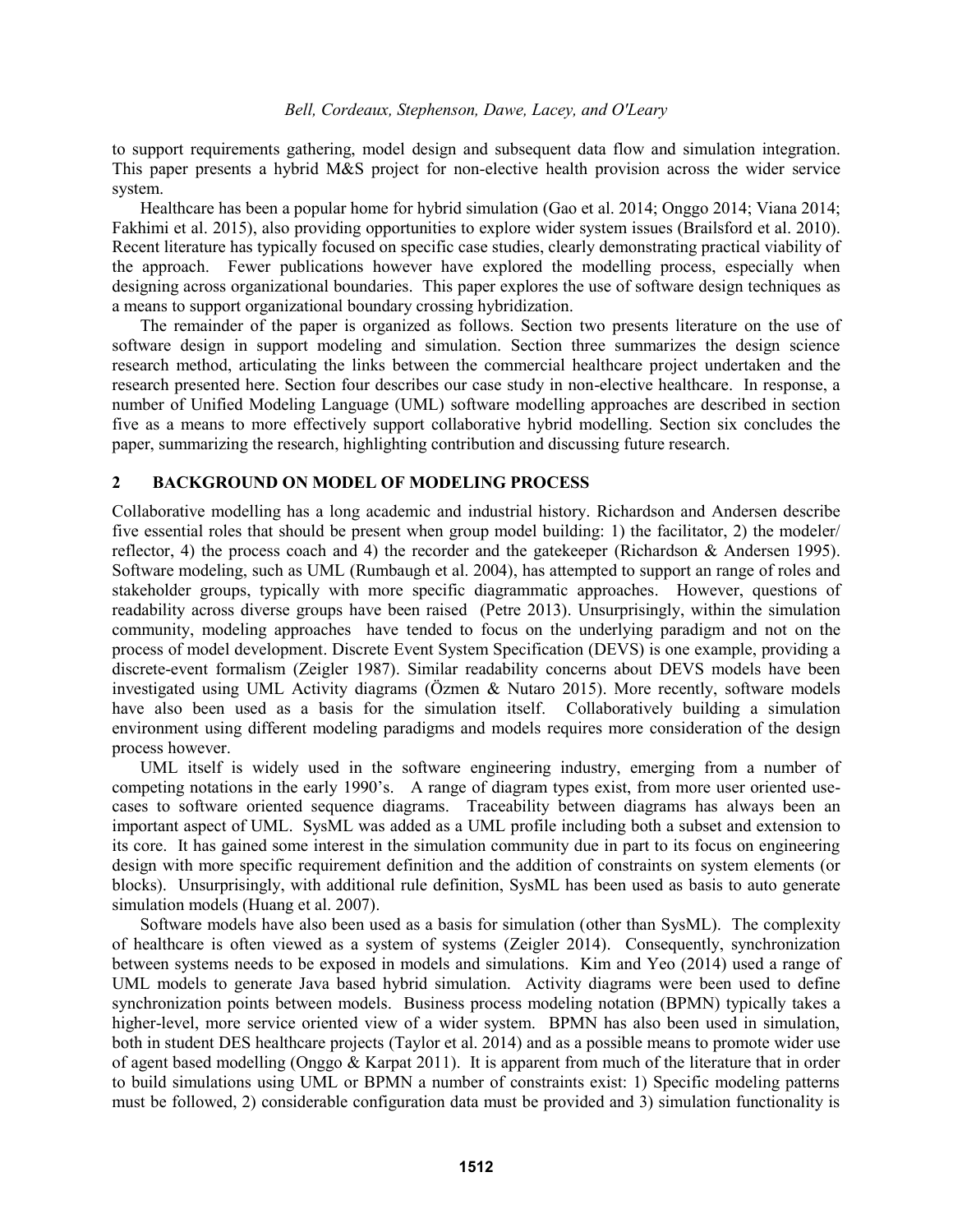to support requirements gathering, model design and subsequent data flow and simulation integration. This paper presents a hybrid M&S project for non-elective health provision across the wider service system.

Healthcare has been a popular home for hybrid simulation (Gao et al. 2014; Onggo 2014; Viana 2014; Fakhimi et al. 2015), also providing opportunities to explore wider system issues (Brailsford et al. 2010). Recent literature has typically focused on specific case studies, clearly demonstrating practical viability of the approach. Fewer publications however have explored the modelling process, especially when designing across organizational boundaries. This paper explores the use of software design techniques as a means to support organizational boundary crossing hybridization.

The remainder of the paper is organized as follows. Section two presents literature on the use of software design in support modeling and simulation. Section three summarizes the design science research method, articulating the links between the commercial healthcare project undertaken and the research presented here. Section four describes our case study in non-elective healthcare. In response, a number of Unified Modeling Language (UML) software modelling approaches are described in section five as a means to more effectively support collaborative hybrid modelling. Section six concludes the paper, summarizing the research, highlighting contribution and discussing future research.

## 2 BACKGROUND ON MODEL OF MODELING PROCESS

Collaborative modelling has a long academic and industrial history. Richardson and Andersen describe five essential roles that should be present when group model building: 1) the facilitator, 2) the modeler/ reflector, 4) the process coach and 4) the recorder and the gatekeeper (Richardson & Andersen 1995). Software modeling, such as UML (Rumbaugh et al. 2004), has attempted to support an range of roles and stakeholder groups, typically with more specific diagrammatic approaches. However, questions of readability across diverse groups have been raised (Petre 2013). Unsurprisingly, within the simulation community, modeling approaches have tended to focus on the underlying paradigm and not on the process of model development. Discrete Event System Specification (DEVS) is one example, providing a discrete-event formalism (Zeigler 1987). Similar readability concerns about DEVS models have been investigated using UML Activity diagrams (Özmen & Nutaro 2015). More recently, software models have also been used as a basis for the simulation itself. Collaboratively building a simulation environment using different modeling paradigms and models requires more consideration of the design process however.

UML itself is widely used in the software engineering industry, emerging from a number of competing notations in the early 1990's. A range of diagram types exist, from more user oriented use-cases to software oriented sequence diagrams. Traceability between diagrams has always been an important aspect of UML. SysML was added as a UML profile including both a subset and extension to its core. It has gained some interest in the simulation community due in part to its focus on engineering design with more specific requirement definition and the addition of constraints on system elements (or blocks). Unsurprisingly, with additional rule definition, SysML has been used as basis to auto generate simulation models (Huang et al. 2007).

Software models have also been used as a basis for simulation (other than SysML). The complexity of healthcare is often viewed as a system of systems (Zeigler 2014). Consequently, synchronization between systems needs to be exposed in models and simulations. Kim and Yeo (2014) used a range of UML models to generate Java based hybrid simulation. Activity diagrams were been used to define synchronization points between models. Business process modeling notation (BPMN) typically takes a higher-level, more service oriented view of a wider system. BPMN has also been used in simulation, both in student DES healthcare projects (Taylor et al. 2014) and as a possible means to promote wider use of agent based modelling (Onggo & Karpat 2011). It is apparent from much of the literature that in order to build simulations using UML or BPMN a number of constraints exist: 1) Specific modeling patterns must be followed, 2) considerable configuration data must be provided and 3) simulation functionality is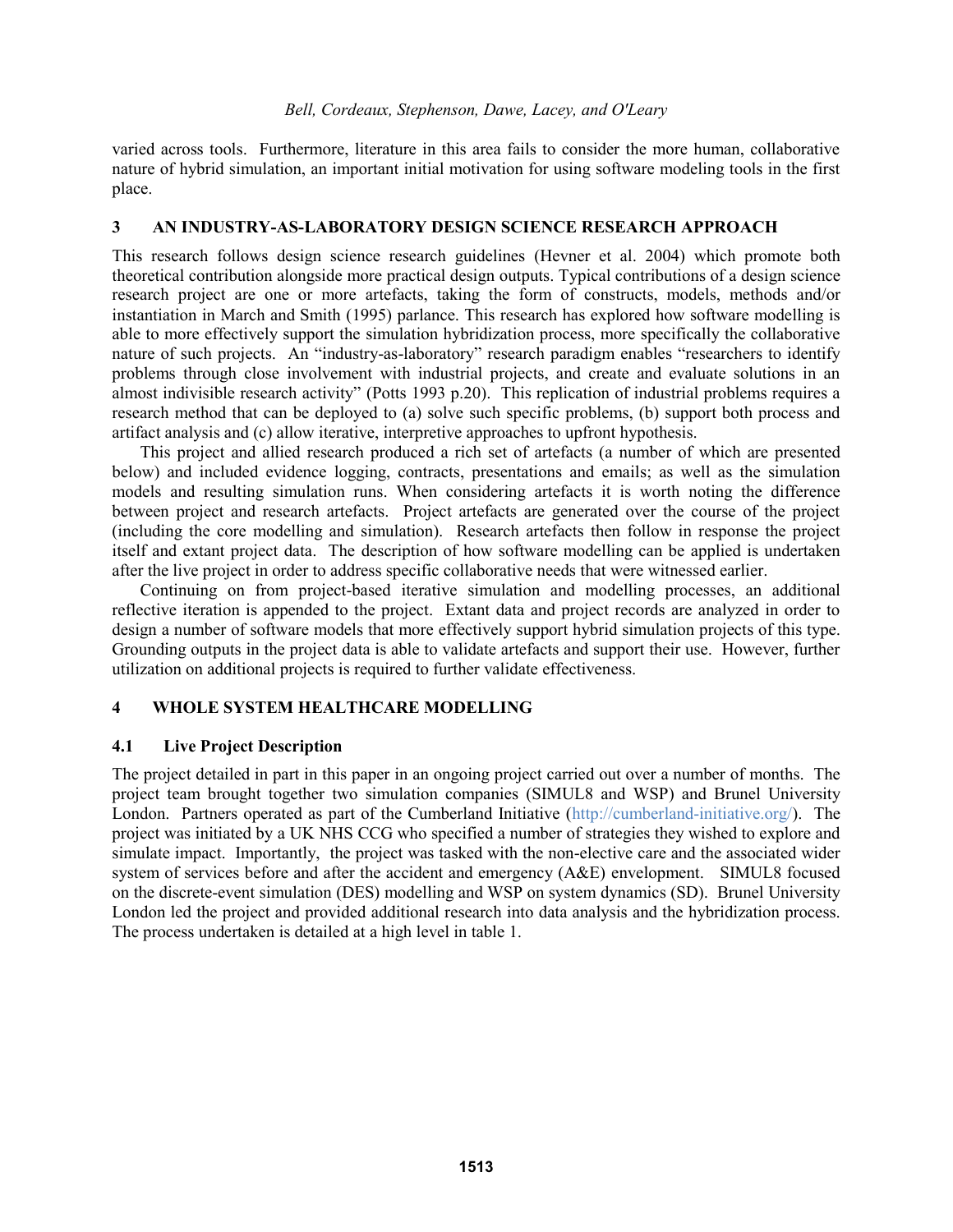varied across tools. Furthermore, literature in this area fails to consider the more human, collaborative nature of hybrid simulation, an important initial motivation for using software modeling tools in the first place.

## 3 AN INDUSTRY-AS-LABORATORY DESIGN SCIENCE RESEARCH APPROACH

This research follows design science research guidelines (Hevner et al. 2004) which promote both theoretical contribution alongside more practical design outputs. Typical contributions of a design science research project are one or more artefacts, taking the form of constructs, models, methods and/or instantiation in March and Smith (1995) parlance. This research has explored how software modelling is able to more effectively support the simulation hybridization process, more specifically the collaborative nature of such projects. An "industry-as-laboratory" research paradigm enables "researchers to identify problems through close involvement with industrial projects, and create and evaluate solutions in an almost indivisible research activity" (Potts 1993 p.20). This replication of industrial problems requires a research method that can be deployed to (a) solve such specific problems, (b) support both process and artifact analysis and (c) allow iterative, interpretive approaches to upfront hypothesis.

This project and allied research produced a rich set of artefacts (a number of which are presented below) and included evidence logging, contracts, presentations and emails; as well as the simulation models and resulting simulation runs. When considering artefacts it is worth noting the difference between project and research artefacts. Project artefacts are generated over the course of the project (including the core modelling and simulation). Research artefacts then follow in response the project itself and extant project data. The description of how software modelling can be applied is undertaken after the live project in order to address specific collaborative needs that were witnessed earlier.

Continuing on from project-based iterative simulation and modelling processes, an additional reflective iteration is appended to the project. Extant data and project records are analyzed in order to design a number of software models that more effectively support hybrid simulation projects of this type. Grounding outputs in the project data is able to validate artefacts and support their use. However, further utilization on additional projects is required to further validate effectiveness.

## 4 WHOLE SYSTEM HEALTHCARE MODELLING

### 4.1 Live Project Description

The project detailed in part in this paper in an ongoing project carried out over a number of months. The project team brought together two simulation companies (SIMUL8 and WSP) and Brunel University London. Partners operated as part of the Cumberland Initiative (http://cumberland-initiative.org/). The project was initiated by a UK NHS CCG who specified a number of strategies they wished to explore and simulate impact. Importantly, the project was tasked with the non-elective care and the associated wider system of services before and after the accident and emergency (A&E) envelopment. SIMUL8 focused on the discrete-event simulation (DES) modelling and WSP on system dynamics (SD). Brunel University London led the project and provided additional research into data analysis and the hybridization process. The process undertaken is detailed at a high level in table 1.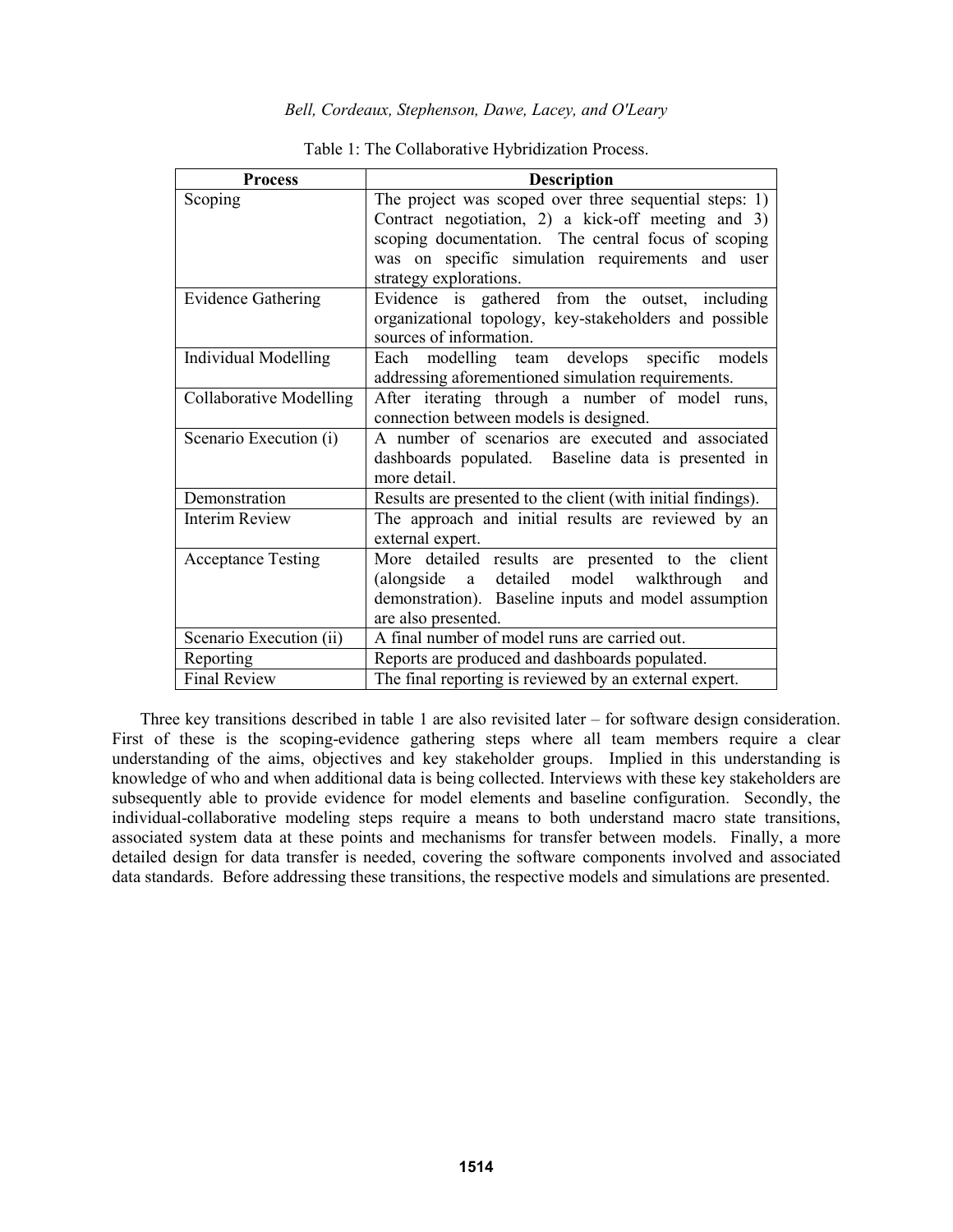Table 1: The Collaborative Hybridization Process.

| Process | Description |
|---|---|
| Scoping | The project was scoped over three sequential steps: 1) Contract negotiation, 2) a kick-off meeting and 3) scoping documentation. The central focus of scoping was on specific simulation requirements and user strategy explorations. |
| Evidence Gathering | Evidence is gathered from the outset, including organizational topology, key-stakeholders and possible sources of information. |
| Individual Modelling | Each modelling team develops specific models addressing aforementioned simulation requirements. |
| Collaborative Modelling | After iterating through a number of model runs, connection between models is designed. |
| Scenario Execution (i) | A number of scenarios are executed and associated dashboards populated. Baseline data is presented in more detail. |
| Demonstration | Results are presented to the client (with initial findings). |
| Interim Review | The approach and initial results are reviewed by an external expert. |
| Acceptance Testing | More detailed results are presented to the client (alongside a detailed model walkthrough and demonstration). Baseline inputs and model assumption are also presented. |
| Scenario Execution (ii) | A final number of model runs are carried out. |
| Reporting | Reports are produced and dashboards populated. |
| Final Review | The final reporting is reviewed by an external expert. |

Three key transitions described in table 1 are also revisited later – for software design consideration. First of these is the scoping-evidence gathering steps where all team members require a clear understanding of the aims, objectives and key stakeholder groups. Implied in this understanding is knowledge of who and when additional data is being collected. Interviews with these key stakeholders are subsequently able to provide evidence for model elements and baseline configuration. Secondly, the individual-collaborative modeling steps require a means to both understand macro state transitions, associated system data at these points and mechanisms for transfer between models. Finally, a more detailed design for data transfer is needed, covering the software components involved and associated data standards. Before addressing these transitions, the respective models and simulations are presented.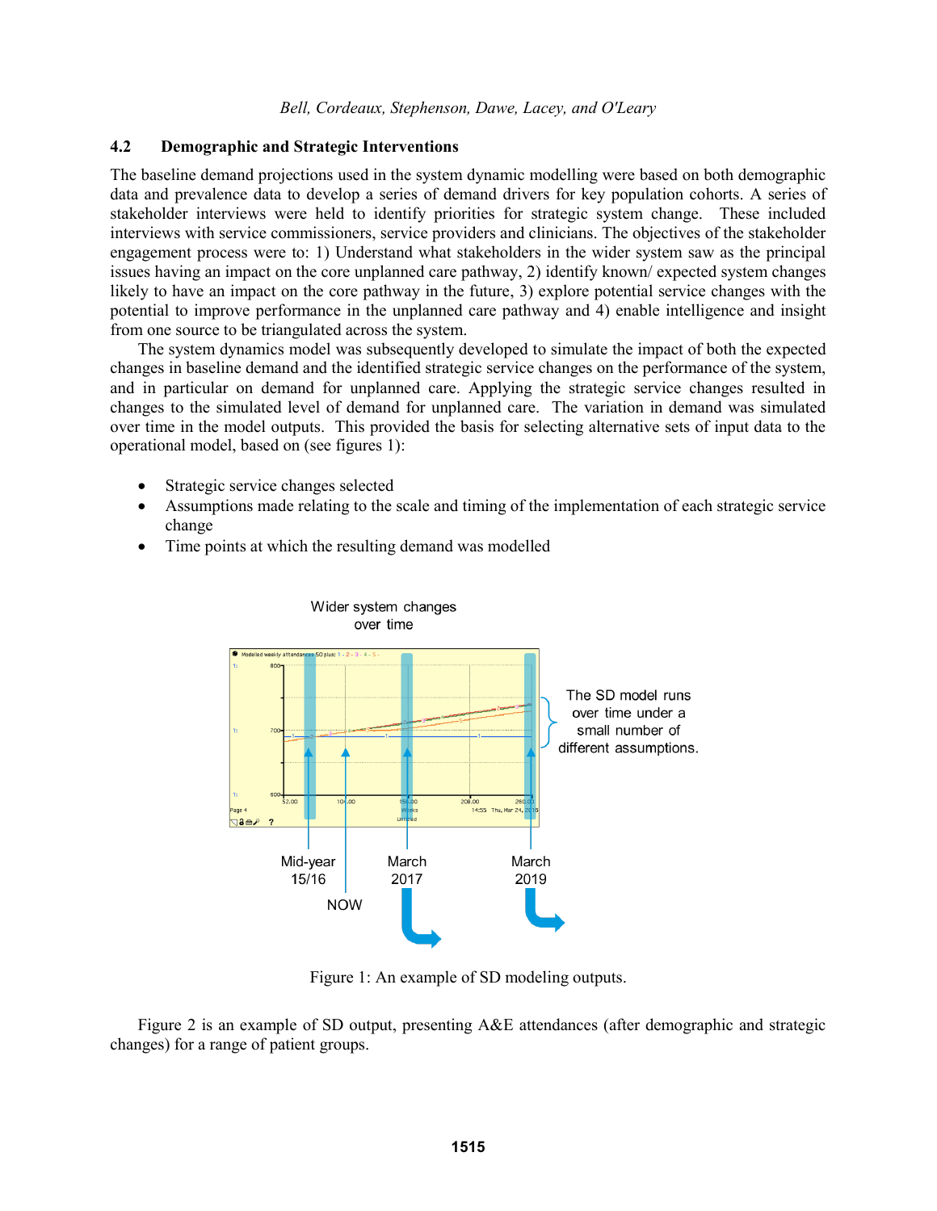## 4.2 Demographic and Strategic Interventions

The baseline demand projections used in the system dynamic modelling were based on both demographic data and prevalence data to develop a series of demand drivers for key population cohorts. A series of stakeholder interviews were held to identify priorities for strategic system change. These included interviews with service commissioners, service providers and clinicians. The objectives of the stakeholder engagement process were to: 1) Understand what stakeholders in the wider system saw as the principal issues having an impact on the core unplanned care pathway, 2) identify known/ expected system changes likely to have an impact on the core pathway in the future, 3) explore potential service changes with the potential to improve performance in the unplanned care pathway and 4) enable intelligence and insight from one source to be triangulated across the system.

The system dynamics model was subsequently developed to simulate the impact of both the expected changes in baseline demand and the identified strategic service changes on the performance of the system, and in particular on demand for unplanned care. Applying the strategic service changes resulted in changes to the simulated level of demand for unplanned care. The variation in demand was simulated over time in the model outputs. This provided the basis for selecting alternative sets of input data to the operational model, based on (see figures 1):

- Strategic service changes selected
- Assumptions made relating to the scale and timing of the implementation of each strategic service change
- Time points at which the resulting demand was modelled

Figure 1: An example of SD modeling outputs.

Figure 2 is an example of SD output, presenting A&E attendances (after demographic and strategic changes) for a range of patient groups.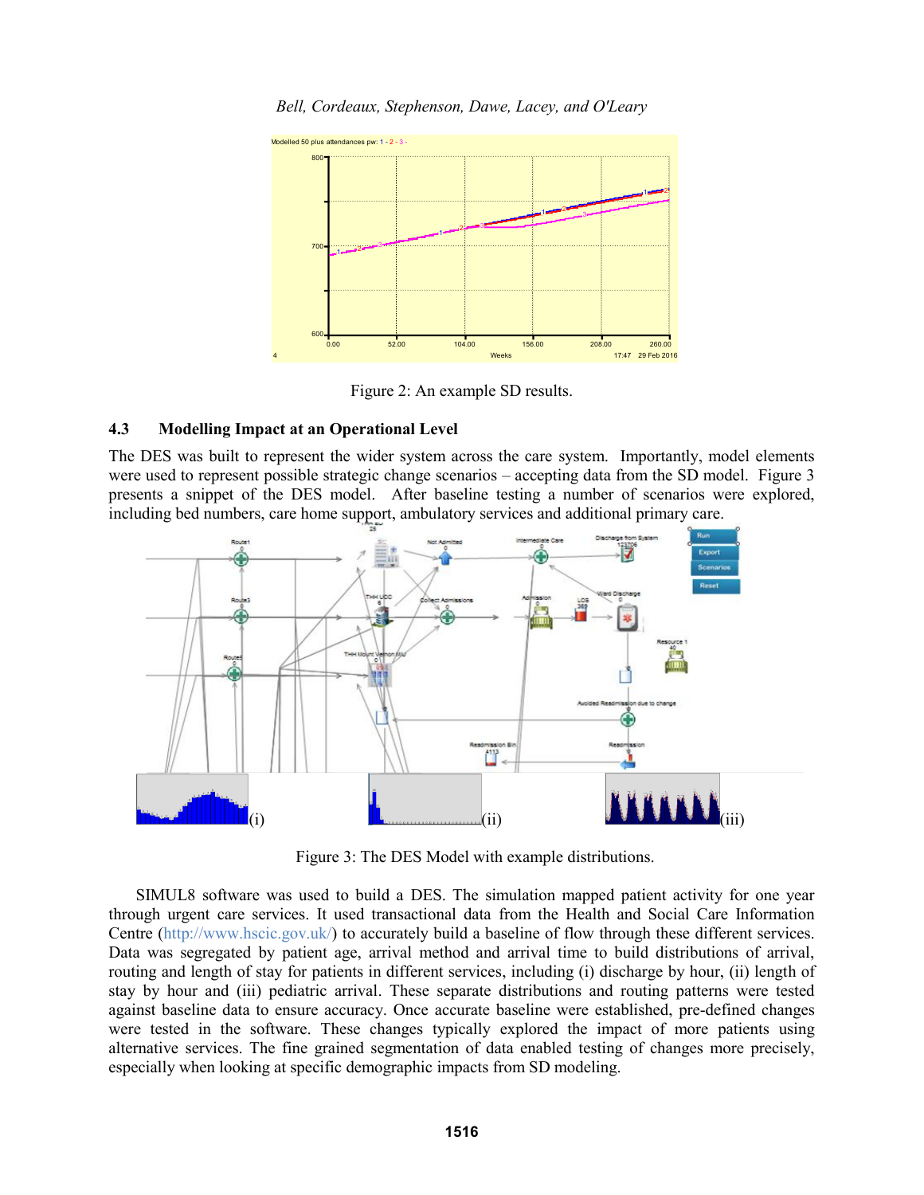Figure 2: An example SD results.

### 4.3 Modelling Impact at an Operational Level

The DES was built to represent the wider system across the care system. Importantly, model elements were used to represent possible strategic change scenarios – accepting data from the SD model. Figure 3 presents a snippet of the DES model. After baseline testing a number of scenarios were explored, including bed numbers, care home support, ambulatory services and additional primary care.

Figure 3: The DES Model with example distributions.

SIMUL8 software was used to build a DES. The simulation mapped patient activity for one year through urgent care services. It used transactional data from the Health and Social Care Information Centre (http://www.hscic.gov.uk/) to accurately build a baseline of flow through these different services. Data was segregated by patient age, arrival method and arrival time to build distributions of arrival, routing and length of stay for patients in different services, including (i) discharge by hour, (ii) length of stay by hour and (iii) pediatric arrival. These separate distributions and routing patterns were tested against baseline data to ensure accuracy. Once accurate baseline were established, pre-defined changes were tested in the software. These changes typically explored the impact of more patients using alternative services. The fine grained segmentation of data enabled testing of changes more precisely, especially when looking at specific demographic impacts from SD modeling.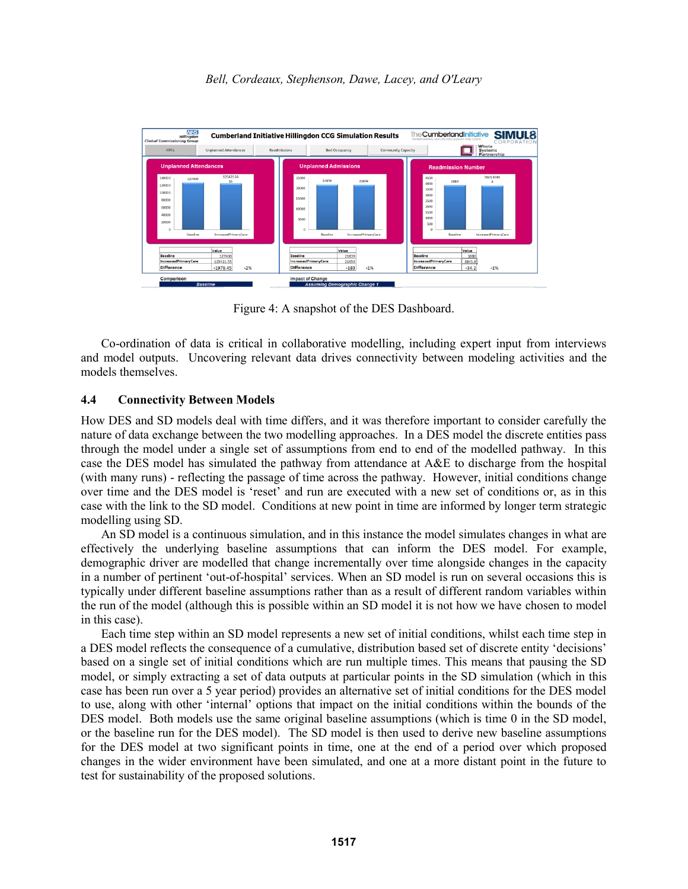Figure 4: A snapshot of the DES Dashboard.

Co-ordination of data is critical in collaborative modelling, including expert input from interviews and model outputs. Uncovering relevant data drives connectivity between modeling activities and the models themselves.

## 4.4 Connectivity Between Models

How DES and SD models deal with time differs, and it was therefore important to consider carefully the nature of data exchange between the two modelling approaches. In a DES model the discrete entities pass through the model under a single set of assumptions from end to end of the modelled pathway. In this case the DES model has simulated the pathway from attendance at A&E to discharge from the hospital (with many runs) - reflecting the passage of time across the pathway. However, initial conditions change over time and the DES model is 'reset' and run are executed with a new set of conditions or, as in this case with the link to the SD model. Conditions at new point in time are informed by longer term strategic modelling using SD.

An SD model is a continuous simulation, and in this instance the model simulates changes in what are effectively the underlying baseline assumptions that can inform the DES model. For example, demographic driver are modelled that change incrementally over time alongside changes in the capacity in a number of pertinent 'out-of-hospital' services. When an SD model is run on several occasions this is typically under different baseline assumptions rather than as a result of different random variables within the run of the model (although this is possible within an SD model it is not how we have chosen to model in this case).

Each time step within an SD model represents a new set of initial conditions, whilst each time step in a DES model reflects the consequence of a cumulative, distribution based set of discrete entity 'decisions' based on a single set of initial conditions which are run multiple times. This means that pausing the SD model, or simply extracting a set of data outputs at particular points in the SD simulation (which in this case has been run over a 5 year period) provides an alternative set of initial conditions for the DES model to use, along with other 'internal' options that impact on the initial conditions within the bounds of the DES model. Both models use the same original baseline assumptions (which is time 0 in the SD model, or the baseline run for the DES model). The SD model is then used to derive new baseline assumptions for the DES model at two significant points in time, one at the end of a period over which proposed changes in the wider environment have been simulated, and one at a more distant point in the future to test for sustainability of the proposed solutions.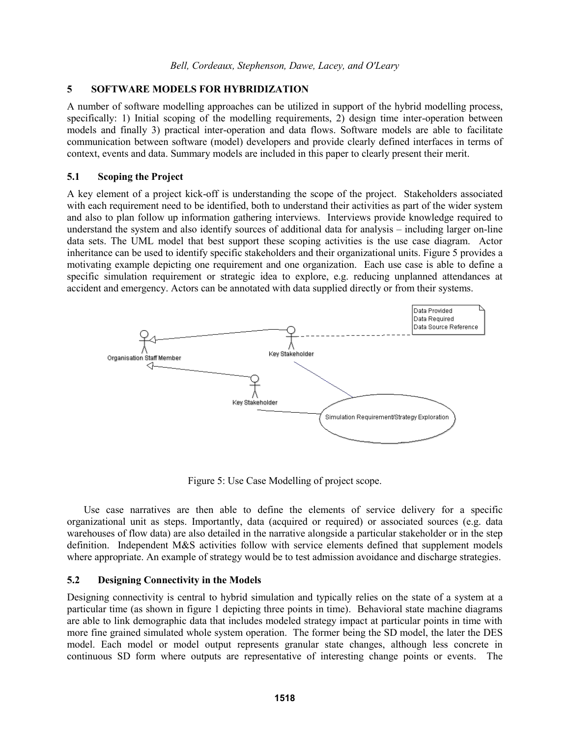## 5 SOFTWARE MODELS FOR HYBRIDIZATION

A number of software modelling approaches can be utilized in support of the hybrid modelling process, specifically: 1) Initial scoping of the modelling requirements, 2) design time inter-operation between models and finally 3) practical inter-operation and data flows. Software models are able to facilitate communication between software (model) developers and provide clearly defined interfaces in terms of context, events and data. Summary models are included in this paper to clearly present their merit.

### 5.1 Scoping the Project

A key element of a project kick-off is understanding the scope of the project. Stakeholders associated with each requirement need to be identified, both to understand their activities as part of the wider system and also to plan follow up information gathering interviews. Interviews provide knowledge required to understand the system and also identify sources of additional data for analysis – including larger on-line data sets. The UML model that best support these scoping activities is the use case diagram. Actor inheritance can be used to identify specific stakeholders and their organizational units. Figure 5 provides a motivating example depicting one requirement and one organization. Each use case is able to define a specific simulation requirement or strategic idea to explore, e.g. reducing unplanned attendances at accident and emergency. Actors can be annotated with data supplied directly or from their systems.

Figure 5: Use Case Modelling of project scope.

Use case narratives are then able to define the elements of service delivery for a specific organizational unit as steps. Importantly, data (acquired or required) or associated sources (e.g. data warehouses of flow data) are also detailed in the narrative alongside a particular stakeholder or in the step definition. Independent M&S activities follow with service elements defined that supplement models where appropriate. An example of strategy would be to test admission avoidance and discharge strategies.

### 5.2 Designing Connectivity in the Models

Designing connectivity is central to hybrid simulation and typically relies on the state of a system at a particular time (as shown in figure 1 depicting three points in time). Behavioral state machine diagrams are able to link demographic data that includes modeled strategy impact at particular points in time with more fine grained simulated whole system operation. The former being the SD model, the later the DES model. Each model or model output represents granular state changes, although less concrete in continuous SD form where outputs are representative of interesting change points or events. The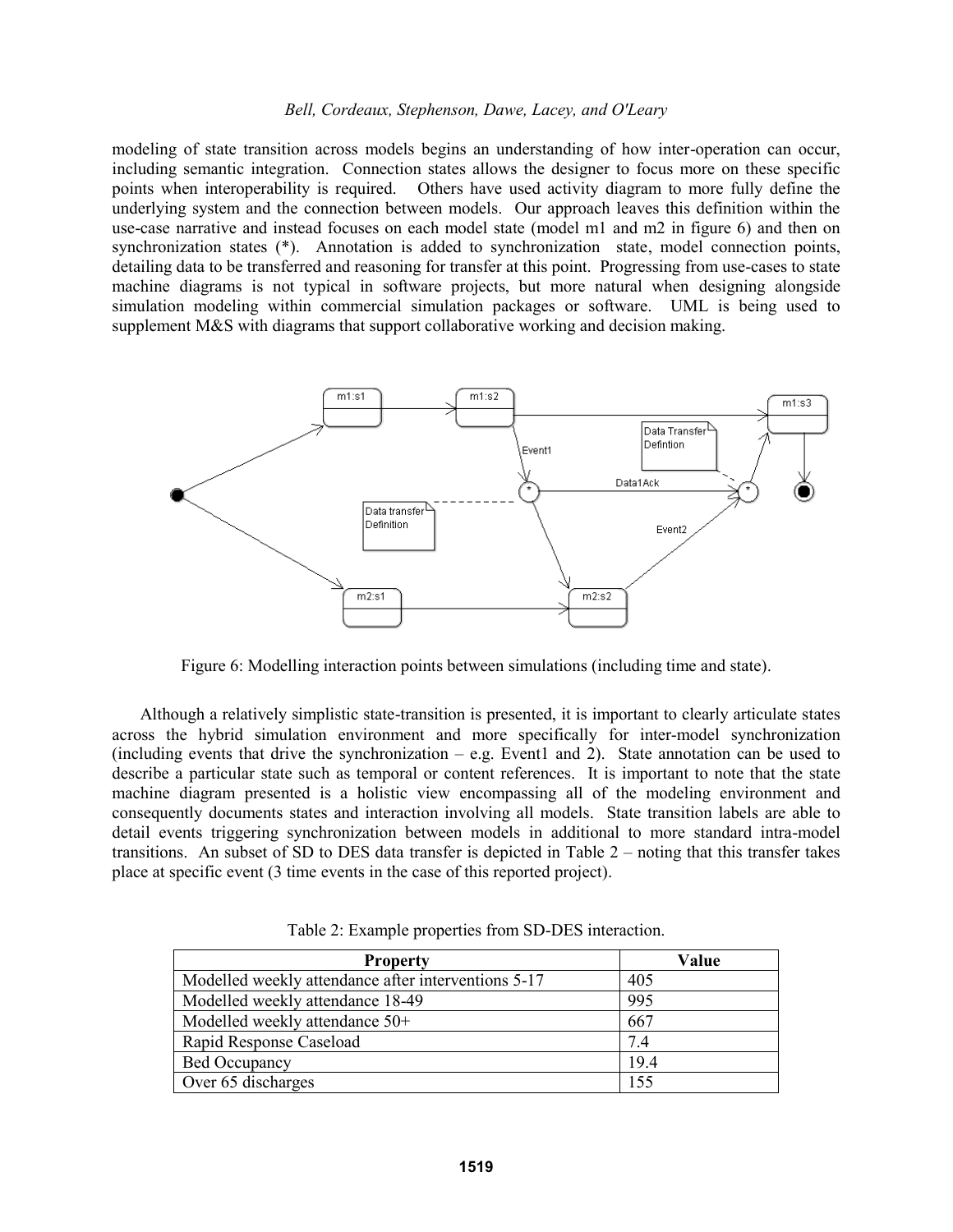modeling of state transition across models begins an understanding of how inter-operation can occur, including semantic integration. Connection states allows the designer to focus more on these specific points when interoperability is required. Others have used activity diagram to more fully define the underlying system and the connection between models. Our approach leaves this definition within the use-case narrative and instead focuses on each model state (model m1 and m2 in figure 6) and then on synchronization states (*). Annotation is added to synchronization state, model connection points, detailing data to be transferred and reasoning for transfer at this point. Progressing from use-cases to state machine diagrams is not typical in software projects, but more natural when designing alongside simulation modeling within commercial simulation packages or software. UML is being used to supplement M&S with diagrams that support collaborative working and decision making.

Figure 6: Modelling interaction points between simulations (including time and state).

Although a relatively simplistic state-transition is presented, it is important to clearly articulate states across the hybrid simulation environment and more specifically for inter-model synchronization (including events that drive the synchronization – e.g. Event1 and 2). State annotation can be used to describe a particular state such as temporal or content references. It is important to note that the state machine diagram presented is a holistic view encompassing all of the modeling environment and consequently documents states and interaction involving all models. State transition labels are able to detail events triggering synchronization between models in additional to more standard intra-model transitions. An subset of SD to DES data transfer is depicted in Table 2 – noting that this transfer takes place at specific event (3 time events in the case of this reported project).

Table 2: Example properties from SD-DES interaction.

| Property | Value |
|---|---|
| Modelled weekly attendance after interventions 5-17 | 405 |
| Modelled weekly attendance 18-49 | 995 |
| Modelled weekly attendance 50+ | 667 |
| Rapid Response Caseload | 7.4 |
| Bed Occupancy | 19.4 |
| Over 65 discharges | 155 |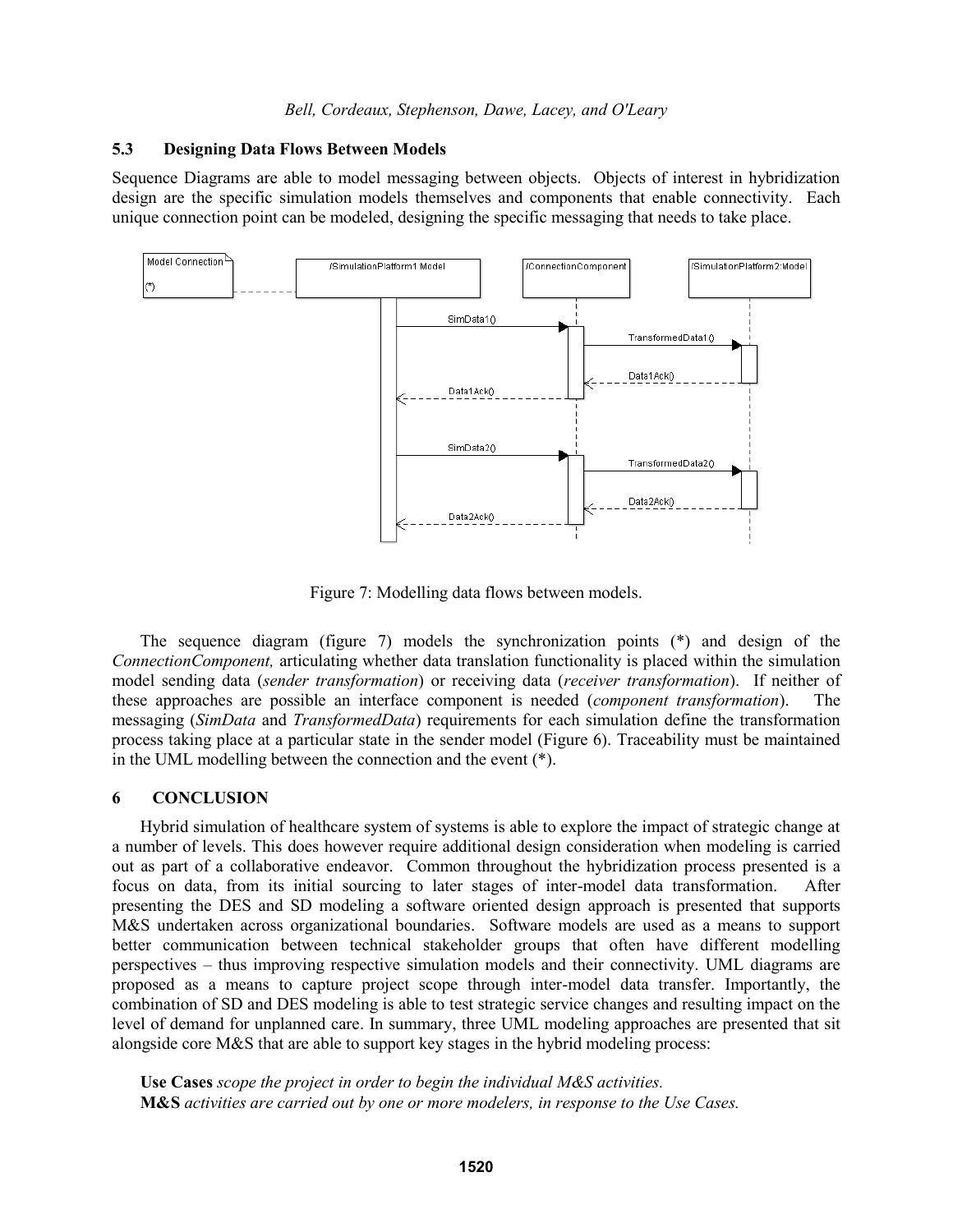### 5.3 Designing Data Flows Between Models

Sequence Diagrams are able to model messaging between objects. Objects of interest in hybridization design are the specific simulation models themselves and components that enable connectivity. Each unique connection point can be modeled, designing the specific messaging that needs to take place.

Model Connection

(*)

/SimulationPlatform1:Model

/ConnectionComponent

/SimulationPlatform2:Model

SimData1()

TransformedData1()

Data1Ack()

Data1Ack()

SimData2()

TransformedData2()

Data2Ack()

Data2Ack()

Figure 7: Modelling data flows between models.

The sequence diagram (figure 7) models the synchronization points (*) and design of the *ConnectionComponent,* articulating whether data translation functionality is placed within the simulation model sending data (*sender transformation*) or receiving data (*receiver transformation*). If neither of these approaches are possible an interface component is needed (*component transformation*). The messaging (*SimData* and *TransformedData*) requirements for each simulation define the transformation process taking place at a particular state in the sender model (Figure 6). Traceability must be maintained in the UML modelling between the connection and the event (*).

## 6 CONCLUSION

Hybrid simulation of healthcare system of systems is able to explore the impact of strategic change at a number of levels. This does however require additional design consideration when modeling is carried out as part of a collaborative endeavor. Common throughout the hybridization process presented is a focus on data, from its initial sourcing to later stages of inter-model data transformation. After presenting the DES and SD modeling a software oriented design approach is presented that supports M&S undertaken across organizational boundaries. Software models are used as a means to support better communication between technical stakeholder groups that often have different modelling perspectives – thus improving respective simulation models and their connectivity. UML diagrams are proposed as a means to capture project scope through inter-model data transfer. Importantly, the combination of SD and DES modeling is able to test strategic service changes and resulting impact on the level of demand for unplanned care. In summary, three UML modeling approaches are presented that sit alongside core M&S that are able to support key stages in the hybrid modeling process:

**Use Cases** *scope the project in order to begin the individual M&S activities.*
**M&S** *activities are carried out by one or more modelers, in response to the Use Cases.*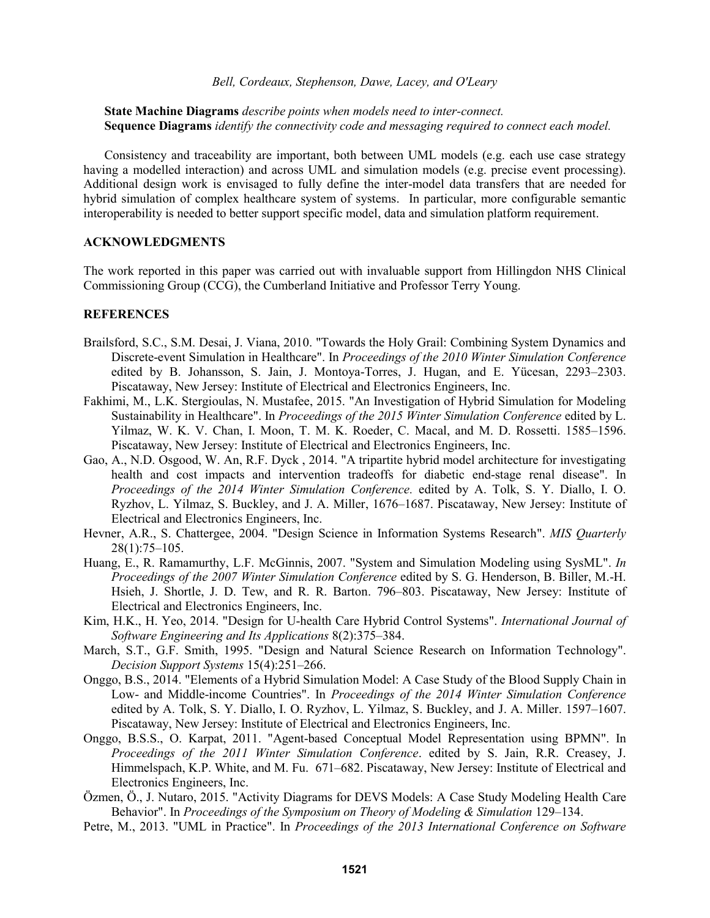**State Machine Diagrams** *describe points when models need to inter-connect.*
**Sequence Diagrams** *identify the connectivity code and messaging required to connect each model.*

Consistency and traceability are important, both between UML models (e.g. each use case strategy having a modelled interaction) and across UML and simulation models (e.g. precise event processing). Additional design work is envisaged to fully define the inter-model data transfers that are needed for hybrid simulation of complex healthcare system of systems. In particular, more configurable semantic interoperability is needed to better support specific model, data and simulation platform requirement.

## ACKNOWLEDGMENTS

The work reported in this paper was carried out with invaluable support from Hillingdon NHS Clinical Commissioning Group (CCG), the Cumberland Initiative and Professor Terry Young.

## REFERENCES

Brailsford, S.C., S.M. Desai, J. Viana, 2010. "Towards the Holy Grail: Combining System Dynamics and Discrete-event Simulation in Healthcare". In *Proceedings of the 2010 Winter Simulation Conference* edited by B. Johansson, S. Jain, J. Montoya-Torres, J. Hugan, and E. Yücesan, 2293–2303. Piscataway, New Jersey: Institute of Electrical and Electronics Engineers, Inc.

Fakhimi, M., L.K. Stergioulas, N. Mustafee, 2015. "An Investigation of Hybrid Simulation for Modeling Sustainability in Healthcare". In *Proceedings of the 2015 Winter Simulation Conference* edited by L. Yilmaz, W. K. V. Chan, I. Moon, T. M. K. Roeder, C. Macal, and M. D. Rossetti. 1585–1596. Piscataway, New Jersey: Institute of Electrical and Electronics Engineers, Inc.

Gao, A., N.D. Osgood, W. An, R.F. Dyck , 2014. "A tripartite hybrid model architecture for investigating health and cost impacts and intervention tradeoffs for diabetic end-stage renal disease". In *Proceedings of the 2014 Winter Simulation Conference.* edited by A. Tolk, S. Y. Diallo, I. O. Ryzhov, L. Yilmaz, S. Buckley, and J. A. Miller, 1676–1687. Piscataway, New Jersey: Institute of Electrical and Electronics Engineers, Inc.

Hevner, A.R., S. Chattergee, 2004. "Design Science in Information Systems Research". *MIS Quarterly* 28(1):75–105.

Huang, E., R. Ramamurthy, L.F. McGinnis, 2007. "System and Simulation Modeling using SysML". *In Proceedings of the 2007 Winter Simulation Conference* edited by S. G. Henderson, B. Biller, M.-H. Hsieh, J. Shortle, J. D. Tew, and R. R. Barton. 796–803. Piscataway, New Jersey: Institute of Electrical and Electronics Engineers, Inc.

Kim, H.K., H. Yeo, 2014. "Design for U-health Care Hybrid Control Systems". *International Journal of Software Engineering and Its Applications* 8(2):375–384.

March, S.T., G.F. Smith, 1995. "Design and Natural Science Research on Information Technology". *Decision Support Systems* 15(4):251–266.

Onggo, B.S., 2014. "Elements of a Hybrid Simulation Model: A Case Study of the Blood Supply Chain in Low- and Middle-income Countries". In *Proceedings of the 2014 Winter Simulation Conference* edited by A. Tolk, S. Y. Diallo, I. O. Ryzhov, L. Yilmaz, S. Buckley, and J. A. Miller. 1597–1607. Piscataway, New Jersey: Institute of Electrical and Electronics Engineers, Inc.

Onggo, B.S.S., O. Karpat, 2011. "Agent-based Conceptual Model Representation using BPMN". In *Proceedings of the 2011 Winter Simulation Conference*. edited by S. Jain, R.R. Creasey, J. Himmelspach, K.P. White, and M. Fu. 671–682. Piscataway, New Jersey: Institute of Electrical and Electronics Engineers, Inc.

Özmen, Ö., J. Nutaro, 2015. "Activity Diagrams for DEVS Models: A Case Study Modeling Health Care Behavior". In *Proceedings of the Symposium on Theory of Modeling & Simulation* 129–134.

Petre, M., 2013. "UML in Practice". In *Proceedings of the 2013 International Conference on Software*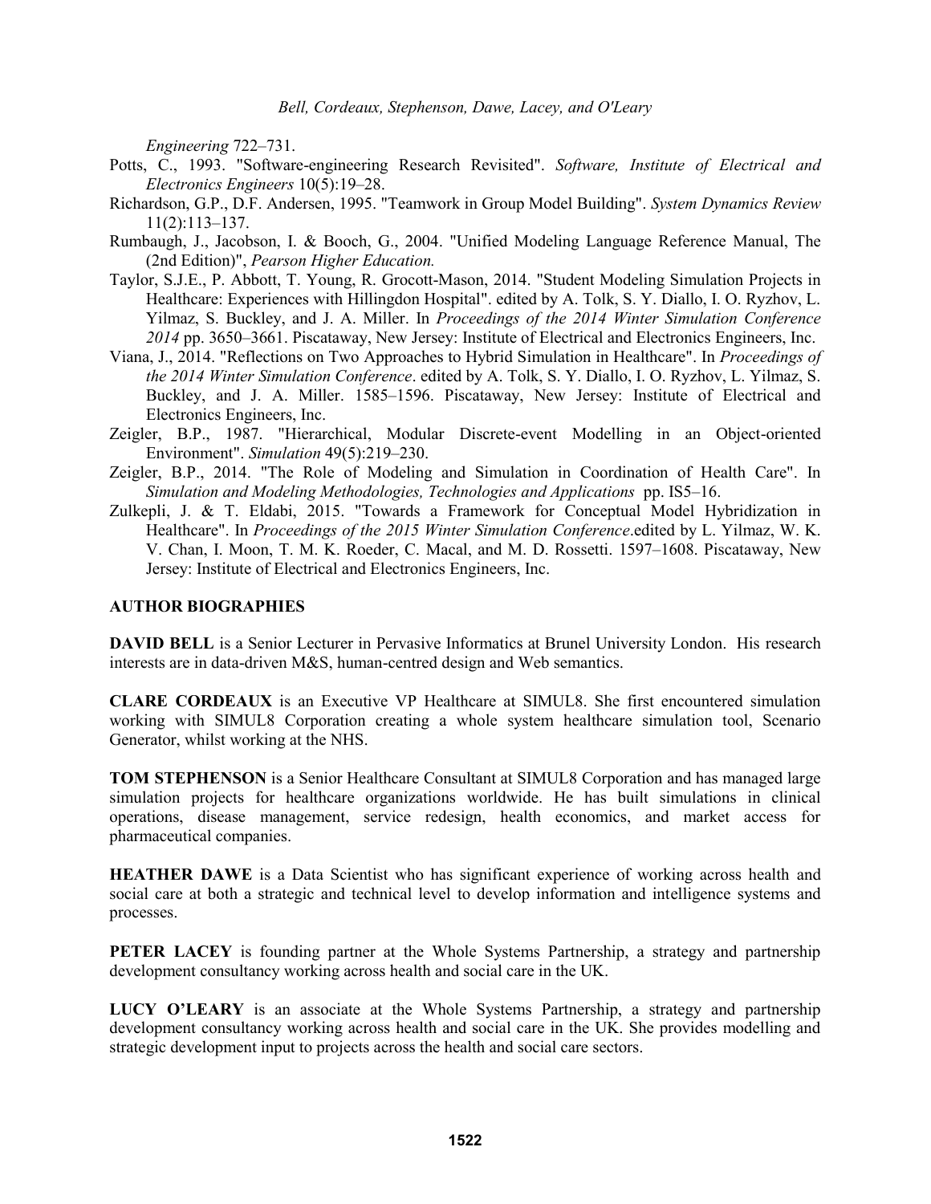*Engineering* 722–731.

Potts, C., 1993. "Software-engineering Research Revisited". *Software, Institute of Electrical and Electronics Engineers* 10(5):19–28.

Richardson, G.P., D.F. Andersen, 1995. "Teamwork in Group Model Building". *System Dynamics Review* 11(2):113–137.

Rumbaugh, J., Jacobson, I. & Booch, G., 2004. "Unified Modeling Language Reference Manual, The (2nd Edition)", *Pearson Higher Education.*

Taylor, S.J.E., P. Abbott, T. Young, R. Grocott-Mason, 2014. "Student Modeling Simulation Projects in Healthcare: Experiences with Hillingdon Hospital". edited by A. Tolk, S. Y. Diallo, I. O. Ryzhov, L. Yilmaz, S. Buckley, and J. A. Miller. In *Proceedings of the 2014 Winter Simulation Conference 2014* pp. 3650–3661. Piscataway, New Jersey: Institute of Electrical and Electronics Engineers, Inc.

Viana, J., 2014. "Reflections on Two Approaches to Hybrid Simulation in Healthcare". In *Proceedings of the 2014 Winter Simulation Conference*. edited by A. Tolk, S. Y. Diallo, I. O. Ryzhov, L. Yilmaz, S. Buckley, and J. A. Miller. 1585–1596. Piscataway, New Jersey: Institute of Electrical and Electronics Engineers, Inc.

Zeigler, B.P., 1987. "Hierarchical, Modular Discrete-event Modelling in an Object-oriented Environment". *Simulation* 49(5):219–230.

Zeigler, B.P., 2014. "The Role of Modeling and Simulation in Coordination of Health Care". In *Simulation and Modeling Methodologies, Technologies and Applications* pp. IS5–16.

Zulkepli, J. & T. Eldabi, 2015. "Towards a Framework for Conceptual Model Hybridization in Healthcare". In *Proceedings of the 2015 Winter Simulation Conference*.edited by L. Yilmaz, W. K. V. Chan, I. Moon, T. M. K. Roeder, C. Macal, and M. D. Rossetti. 1597–1608. Piscataway, New Jersey: Institute of Electrical and Electronics Engineers, Inc.

## AUTHOR BIOGRAPHIES

**DAVID BELL** is a Senior Lecturer in Pervasive Informatics at Brunel University London. His research interests are in data-driven M&S, human-centred design and Web semantics.

**CLARE CORDEAUX** is an Executive VP Healthcare at SIMUL8. She first encountered simulation working with SIMUL8 Corporation creating a whole system healthcare simulation tool, Scenario Generator, whilst working at the NHS.

**TOM STEPHENSON** is a Senior Healthcare Consultant at SIMUL8 Corporation and has managed large simulation projects for healthcare organizations worldwide. He has built simulations in clinical operations, disease management, service redesign, health economics, and market access for pharmaceutical companies.

**HEATHER DAWE** is a Data Scientist who has significant experience of working across health and social care at both a strategic and technical level to develop information and intelligence systems and processes.

**PETER LACEY** is founding partner at the Whole Systems Partnership, a strategy and partnership development consultancy working across health and social care in the UK.

**LUCY O'LEARY** is an associate at the Whole Systems Partnership, a strategy and partnership development consultancy working across health and social care in the UK. She provides modelling and strategic development input to projects across the health and social care sectors.